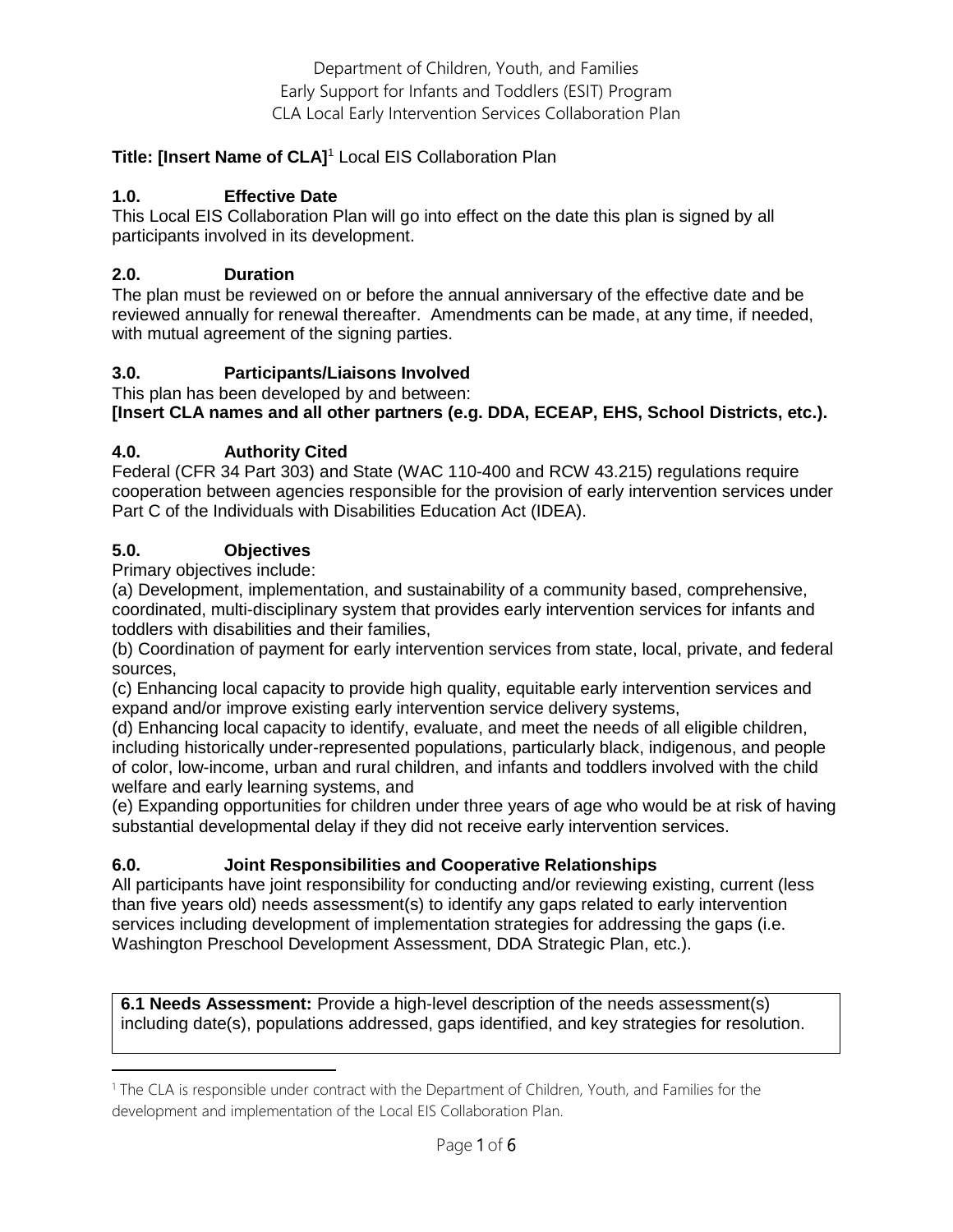Department of Children, Youth, and Families
Early Support for Infants and Toddlers (ESIT) Program
CLA Local Early Intervention Services Collaboration Plan

**Title: [Insert Name of CLA]**[1] Local EIS Collaboration Plan

### 1.0. Effective Date

This Local EIS Collaboration Plan will go into effect on the date this plan is signed by all participants involved in its development.

### 2.0. Duration

The plan must be reviewed on or before the annual anniversary of the effective date and be reviewed annually for renewal thereafter. Amendments can be made, at any time, if needed, with mutual agreement of the signing parties.

### 3.0. Participants/Liaisons Involved

This plan has been developed by and between:
**[Insert CLA names and all other partners (e.g. DDA, ECEAP, EHS, School Districts, etc.).**

### 4.0. Authority Cited

Federal (CFR 34 Part 303) and State (WAC 110-400 and RCW 43.215) regulations require cooperation between agencies responsible for the provision of early intervention services under Part C of the Individuals with Disabilities Education Act (IDEA).

### 5.0. Objectives

Primary objectives include:

(a) Development, implementation, and sustainability of a community based, comprehensive, coordinated, multi-disciplinary system that provides early intervention services for infants and toddlers with disabilities and their families,

(b) Coordination of payment for early intervention services from state, local, private, and federal sources,

(c) Enhancing local capacity to provide high quality, equitable early intervention services and expand and/or improve existing early intervention service delivery systems,

(d) Enhancing local capacity to identify, evaluate, and meet the needs of all eligible children, including historically under-represented populations, particularly black, indigenous, and people of color, low-income, urban and rural children, and infants and toddlers involved with the child welfare and early learning systems, and

(e) Expanding opportunities for children under three years of age who would be at risk of having substantial developmental delay if they did not receive early intervention services.

### 6.0. Joint Responsibilities and Cooperative Relationships

All participants have joint responsibility for conducting and/or reviewing existing, current (less than five years old) needs assessment(s) to identify any gaps related to early intervention services including development of implementation strategies for addressing the gaps (i.e. Washington Preschool Development Assessment, DDA Strategic Plan, etc.).

| **6.1 Needs Assessment:** Provide a high-level description of the needs assessment(s) including date(s), populations addressed, gaps identified, and key strategies for resolution. |
|---|

[1] The CLA is responsible under contract with the Department of Children, Youth, and Families for the development and implementation of the Local EIS Collaboration Plan.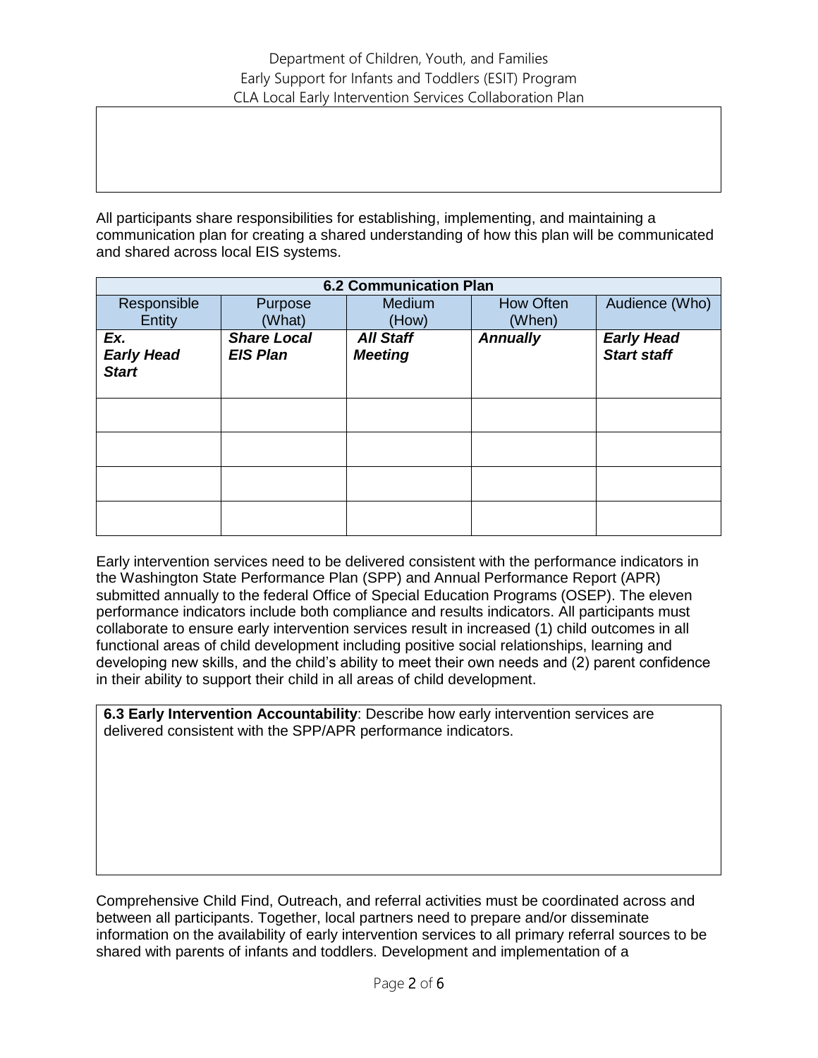All participants share responsibilities for establishing, implementing, and maintaining a communication plan for creating a shared understanding of how this plan will be communicated and shared across local EIS systems.

| **6.2 Communication Plan** | | | | |
|---|---|---|---|---|
| Responsible Entity | Purpose (What) | Medium (How) | How Often (When) | Audience (Who) |
| ***Ex. Early Head Start*** | ***Share Local EIS Plan*** | ***All Staff Meeting*** | ***Annually*** | ***Early Head Start staff*** |
| | | | | |
| | | | | |
| | | | | |
| | | | | |

Early intervention services need to be delivered consistent with the performance indicators in the Washington State Performance Plan (SPP) and Annual Performance Report (APR) submitted annually to the federal Office of Special Education Programs (OSEP). The eleven performance indicators include both compliance and results indicators. All participants must collaborate to ensure early intervention services result in increased (1) child outcomes in all functional areas of child development including positive social relationships, learning and developing new skills, and the child's ability to meet their own needs and (2) parent confidence in their ability to support their child in all areas of child development.

**6.3 Early Intervention Accountability**: Describe how early intervention services are delivered consistent with the SPP/APR performance indicators.

Comprehensive Child Find, Outreach, and referral activities must be coordinated across and between all participants. Together, local partners need to prepare and/or disseminate information on the availability of early intervention services to all primary referral sources to be shared with parents of infants and toddlers. Development and implementation of a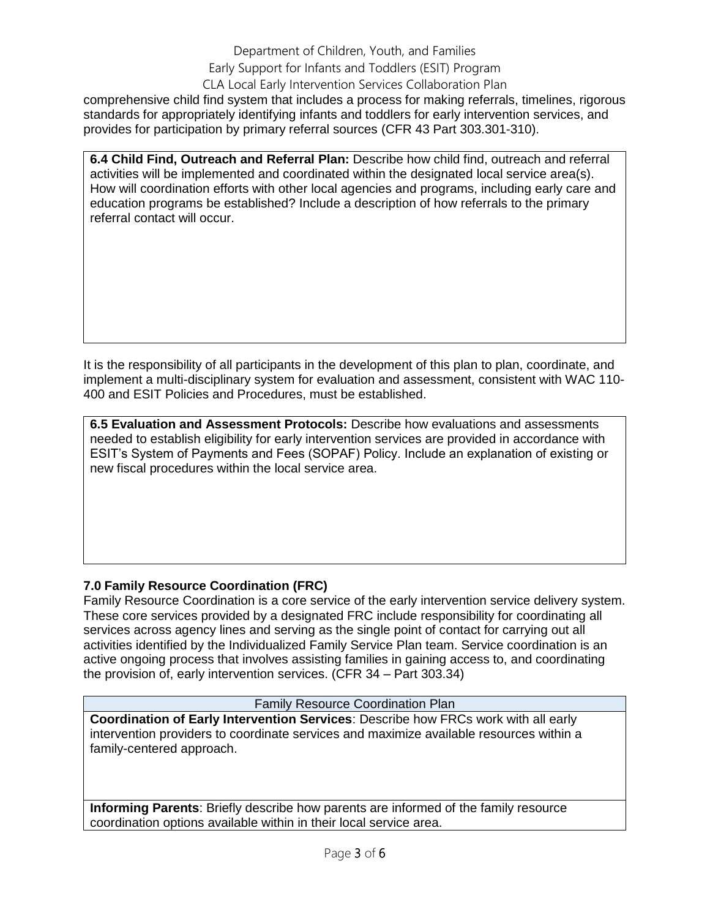comprehensive child find system that includes a process for making referrals, timelines, rigorous standards for appropriately identifying infants and toddlers for early intervention services, and provides for participation by primary referral sources (CFR 43 Part 303.301-310).

| **6.4 Child Find, Outreach and Referral Plan:** Describe how child find, outreach and referral activities will be implemented and coordinated within the designated local service area(s). How will coordination efforts with other local agencies and programs, including early care and education programs be established? Include a description of how referrals to the primary referral contact will occur. |
|---|
| |

It is the responsibility of all participants in the development of this plan to plan, coordinate, and implement a multi-disciplinary system for evaluation and assessment, consistent with WAC 110-400 and ESIT Policies and Procedures, must be established.

| **6.5 Evaluation and Assessment Protocols:** Describe how evaluations and assessments needed to establish eligibility for early intervention services are provided in accordance with ESIT's System of Payments and Fees (SOPAF) Policy. Include an explanation of existing or new fiscal procedures within the local service area. |
|---|
| |

### 7.0 Family Resource Coordination (FRC)

Family Resource Coordination is a core service of the early intervention service delivery system. These core services provided by a designated FRC include responsibility for coordinating all services across agency lines and serving as the single point of contact for carrying out all activities identified by the Individualized Family Service Plan team. Service coordination is an active ongoing process that involves assisting families in gaining access to, and coordinating the provision of, early intervention services. (CFR 34 – Part 303.34)

| Family Resource Coordination Plan |
|---|
| **Coordination of Early Intervention Services**: Describe how FRCs work with all early intervention providers to coordinate services and maximize available resources within a family-centered approach. |
| **Informing Parents**: Briefly describe how parents are informed of the family resource coordination options available within in their local service area. |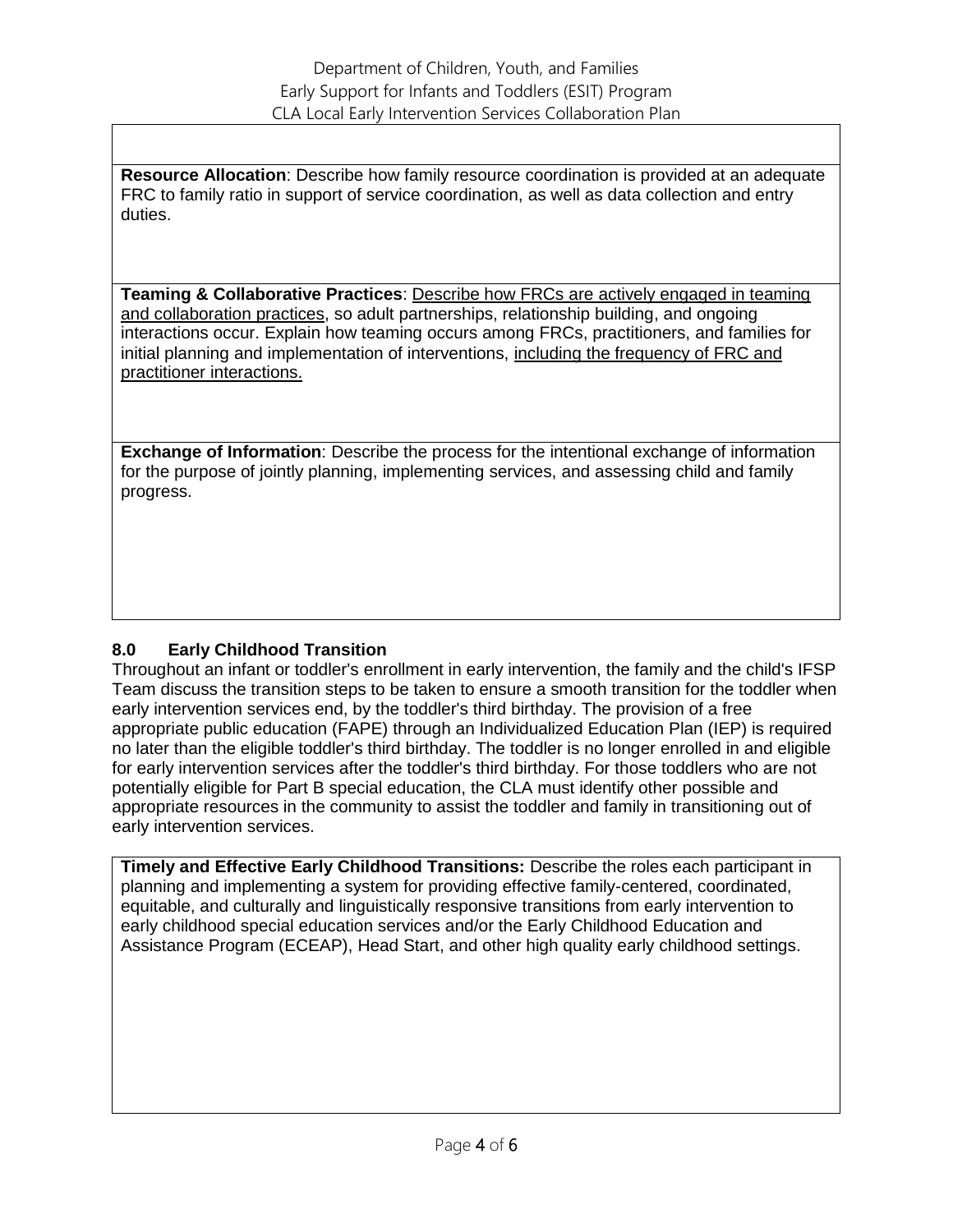**Resource Allocation**: Describe how family resource coordination is provided at an adequate FRC to family ratio in support of service coordination, as well as data collection and entry duties.

**Teaming & Collaborative Practices**: Describe how FRCs are actively engaged in teaming and collaboration practices, so adult partnerships, relationship building, and ongoing interactions occur. Explain how teaming occurs among FRCs, practitioners, and families for initial planning and implementation of interventions, including the frequency of FRC and practitioner interactions.

**Exchange of Information**: Describe the process for the intentional exchange of information for the purpose of jointly planning, implementing services, and assessing child and family progress.

### 8.0 Early Childhood Transition

Throughout an infant or toddler's enrollment in early intervention, the family and the child's IFSP Team discuss the transition steps to be taken to ensure a smooth transition for the toddler when early intervention services end, by the toddler's third birthday. The provision of a free appropriate public education (FAPE) through an Individualized Education Plan (IEP) is required no later than the eligible toddler's third birthday. The toddler is no longer enrolled in and eligible for early intervention services after the toddler's third birthday. For those toddlers who are not potentially eligible for Part B special education, the CLA must identify other possible and appropriate resources in the community to assist the toddler and family in transitioning out of early intervention services.

**Timely and Effective Early Childhood Transitions:** Describe the roles each participant in planning and implementing a system for providing effective family-centered, coordinated, equitable, and culturally and linguistically responsive transitions from early intervention to early childhood special education services and/or the Early Childhood Education and Assistance Program (ECEAP), Head Start, and other high quality early childhood settings.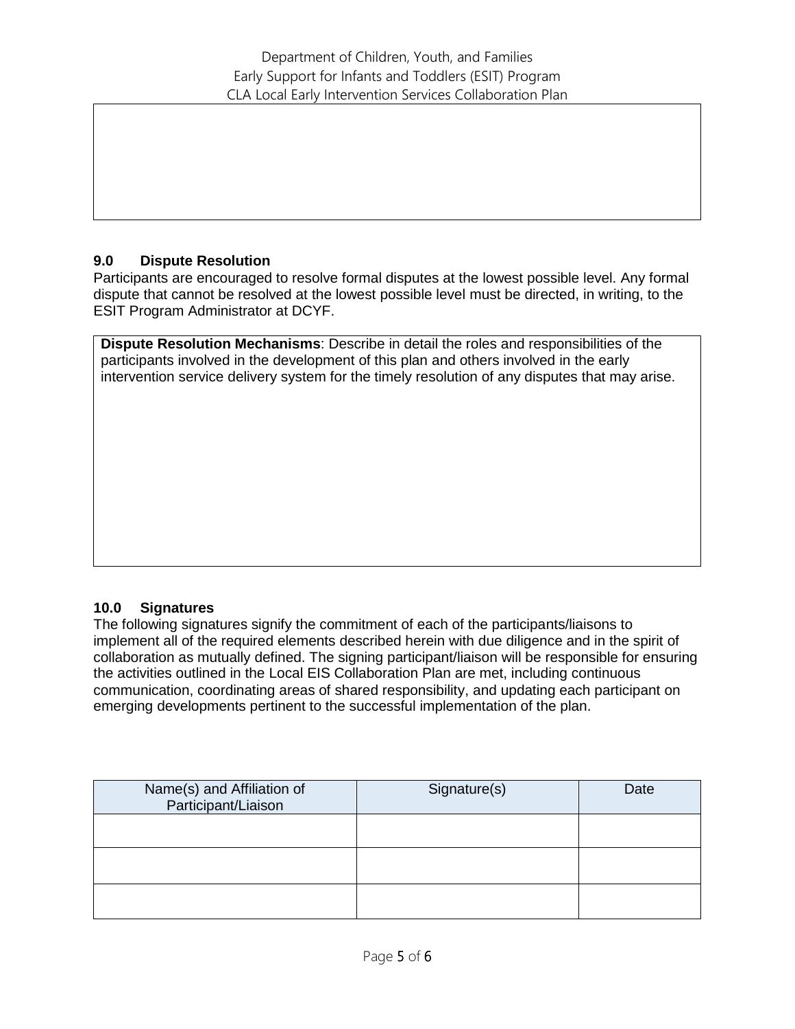## 9.0 Dispute Resolution

Participants are encouraged to resolve formal disputes at the lowest possible level. Any formal dispute that cannot be resolved at the lowest possible level must be directed, in writing, to the ESIT Program Administrator at DCYF.

**Dispute Resolution Mechanisms**: Describe in detail the roles and responsibilities of the participants involved in the development of this plan and others involved in the early intervention service delivery system for the timely resolution of any disputes that may arise.

## 10.0 Signatures

The following signatures signify the commitment of each of the participants/liaisons to implement all of the required elements described herein with due diligence and in the spirit of collaboration as mutually defined. The signing participant/liaison will be responsible for ensuring the activities outlined in the Local EIS Collaboration Plan are met, including continuous communication, coordinating areas of shared responsibility, and updating each participant on emerging developments pertinent to the successful implementation of the plan.

| Name(s) and Affiliation of Participant/Liaison | Signature(s) | Date |
|---|---|---|
| | | |
| | | |
| | | |